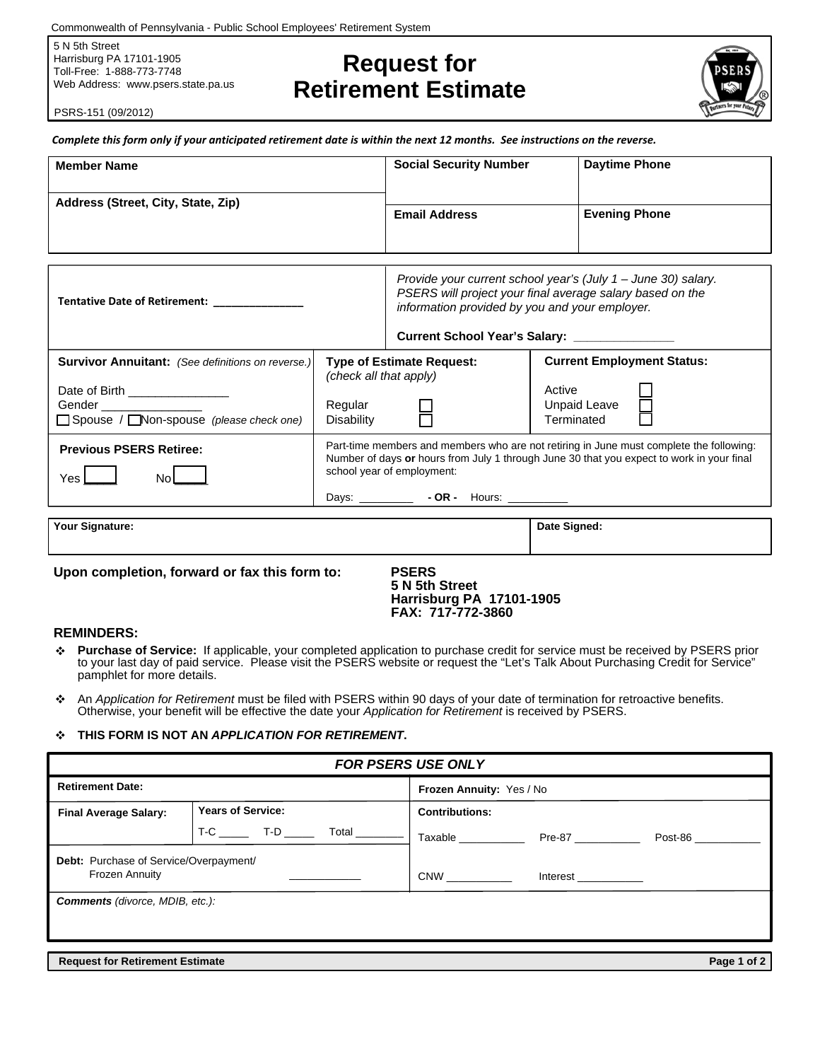Commonwealth of Pennsylvania - Public School Employees' Retirement System

5 N 5th Street
Harrisburg PA 17101-1905
Toll-Free: 1-888-773-7748
Web Address: www.psers.state.pa.us

PSRS-151 (09/2012)

# Request for Retirement Estimate

*Complete this form only if your anticipated retirement date is within the next 12 months. See instructions on the reverse.*

| **Member Name** | **Social Security Number** | **Daytime Phone** |
|---|---|---|
| **Address (Street, City, State, Zip)** | **Email Address** | **Evening Phone** |

| | | |
|---|---|---|
| **Tentative Date of Retirement:** _______________ | *Provide your current school year's (July 1 – June 30) salary. PSERS will project your final average salary based on the information provided by you and your employer.* **Current School Year's Salary:** _______________ | |
| **Survivor Annuitant:** *(See definitions on reverse.)* Date of Birth _______________ Gender _______________ ☐ Spouse / ☐ Non-spouse *(please check one)* | **Type of Estimate Request:** *(check all that apply)* Regular ☐ Disability ☐ | **Current Employment Status:** Active ☐ Unpaid Leave ☐ Terminated ☐ |
| **Previous PSERS Retiree:** Yes ☐ No ☐ | Part-time members and members who are not retiring in June must complete the following: Number of days **or** hours from July 1 through June 30 that you expect to work in your final school year of employment: Days: _________ **- OR -** Hours: _________ | |

| **Your Signature:** | **Date Signed:** |
|---|---|
| | |

**Upon completion, forward or fax this form to:**

**PSERS**
**5 N 5th Street**
**Harrisburg PA 17101-1905**
**FAX: 717-772-3860**

## REMINDERS:

- **Purchase of Service:** If applicable, your completed application to purchase credit for service must be received by PSERS prior to your last day of paid service. Please visit the PSERS website or request the "Let's Talk About Purchasing Credit for Service" pamphlet for more details.
- An *Application for Retirement* must be filed with PSERS within 90 days of your date of termination for retroactive benefits. Otherwise, your benefit will be effective the date your *Application for Retirement* is received by PSERS.
- **THIS FORM IS NOT AN *APPLICATION FOR RETIREMENT*.**

| ***FOR PSERS USE ONLY*** | | |
|---|---|---|
| **Retirement Date:** | | **Frozen Annuity:** Yes / No |
| **Final Average Salary:** | **Years of Service:** T-C _____ T-D _____ Total ________ | **Contributions:** Taxable ___________ Pre-87 ___________ Post-86 ___________ |
| **Debt:** Purchase of Service/Overpayment/ Frozen Annuity ____________ | | CNW ___________ Interest ___________ |
| ***Comments*** *(divorce, MDIB, etc.):* | | |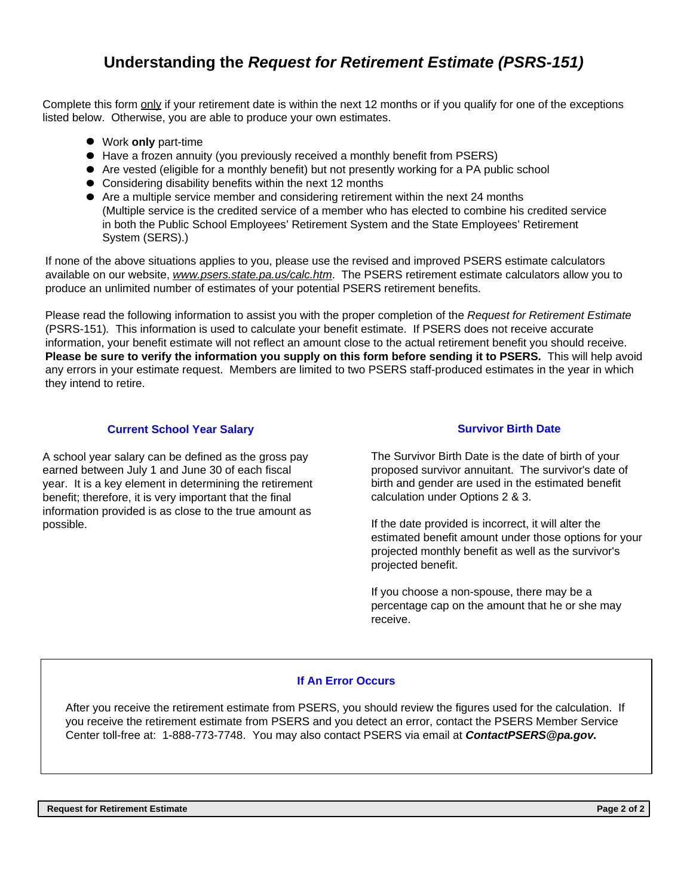# Understanding the *Request for Retirement Estimate (PSRS-151)*

Complete this form only if your retirement date is within the next 12 months or if you qualify for one of the exceptions listed below. Otherwise, you are able to produce your own estimates.

- Work **only** part-time
- Have a frozen annuity (you previously received a monthly benefit from PSERS)
- Are vested (eligible for a monthly benefit) but not presently working for a PA public school
- Considering disability benefits within the next 12 months
- Are a multiple service member and considering retirement within the next 24 months (Multiple service is the credited service of a member who has elected to combine his credited service in both the Public School Employees' Retirement System and the State Employees' Retirement System (SERS).)

If none of the above situations applies to you, please use the revised and improved PSERS estimate calculators available on our website, *www.psers.state.pa.us/calc.htm*. The PSERS retirement estimate calculators allow you to produce an unlimited number of estimates of your potential PSERS retirement benefits.

Please read the following information to assist you with the proper completion of the *Request for Retirement Estimate* (PSRS-151). This information is used to calculate your benefit estimate. If PSERS does not receive accurate information, your benefit estimate will not reflect an amount close to the actual retirement benefit you should receive. **Please be sure to verify the information you supply on this form before sending it to PSERS.** This will help avoid any errors in your estimate request. Members are limited to two PSERS staff-produced estimates in the year in which they intend to retire.

### Current School Year Salary

A school year salary can be defined as the gross pay earned between July 1 and June 30 of each fiscal year. It is a key element in determining the retirement benefit; therefore, it is very important that the final information provided is as close to the true amount as possible.

### Survivor Birth Date

The Survivor Birth Date is the date of birth of your proposed survivor annuitant. The survivor's date of birth and gender are used in the estimated benefit calculation under Options 2 & 3.

If the date provided is incorrect, it will alter the estimated benefit amount under those options for your projected monthly benefit as well as the survivor's projected benefit.

If you choose a non-spouse, there may be a percentage cap on the amount that he or she may receive.

### If An Error Occurs

After you receive the retirement estimate from PSERS, you should review the figures used for the calculation. If you receive the retirement estimate from PSERS and you detect an error, contact the PSERS Member Service Center toll-free at: 1-888-773-7748. You may also contact PSERS via email at ***ContactPSERS@pa.gov.***